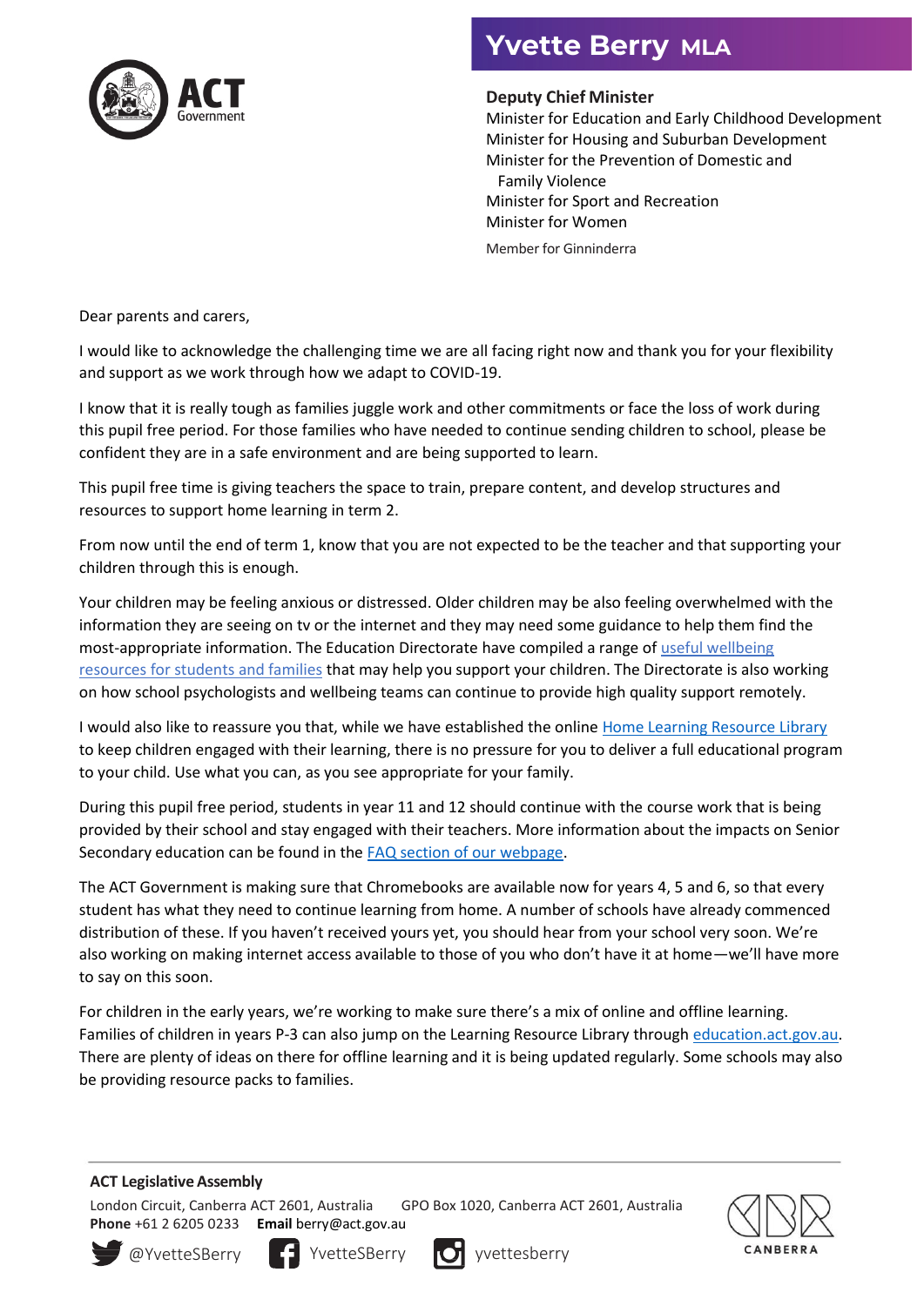# Yvette Berry MLA

**Deputy Chief Minister**
Minister for Education and Early Childhood Development
Minister for Housing and Suburban Development
Minister for the Prevention of Domestic and Family Violence
Minister for Sport and Recreation
Minister for Women

Member for Ginninderra

Dear parents and carers,

I would like to acknowledge the challenging time we are all facing right now and thank you for your flexibility and support as we work through how we adapt to COVID-19.

I know that it is really tough as families juggle work and other commitments or face the loss of work during this pupil free period. For those families who have needed to continue sending children to school, please be confident they are in a safe environment and are being supported to learn.

This pupil free time is giving teachers the space to train, prepare content, and develop structures and resources to support home learning in term 2.

From now until the end of term 1, know that you are not expected to be the teacher and that supporting your children through this is enough.

Your children may be feeling anxious or distressed. Older children may be also feeling overwhelmed with the information they are seeing on tv or the internet and they may need some guidance to help them find the most-appropriate information. The Education Directorate have compiled a range of useful wellbeing resources for students and families that may help you support your children. The Directorate is also working on how school psychologists and wellbeing teams can continue to provide high quality support remotely.

I would also like to reassure you that, while we have established the online Home Learning Resource Library to keep children engaged with their learning, there is no pressure for you to deliver a full educational program to your child. Use what you can, as you see appropriate for your family.

During this pupil free period, students in year 11 and 12 should continue with the course work that is being provided by their school and stay engaged with their teachers. More information about the impacts on Senior Secondary education can be found in the FAQ section of our webpage.

The ACT Government is making sure that Chromebooks are available now for years 4, 5 and 6, so that every student has what they need to continue learning from home. A number of schools have already commenced distribution of these. If you haven't received yours yet, you should hear from your school very soon. We're also working on making internet access available to those of you who don't have it at home—we'll have more to say on this soon.

For children in the early years, we're working to make sure there's a mix of online and offline learning. Families of children in years P-3 can also jump on the Learning Resource Library through education.act.gov.au. There are plenty of ideas on there for offline learning and it is being updated regularly. Some schools may also be providing resource packs to families.

**ACT Legislative Assembly**
London Circuit, Canberra ACT 2601, Australia GPO Box 1020, Canberra ACT 2601, Australia
**Phone** +61 2 6205 0233 **Email** berry@act.gov.au
@YvetteSBerry YvetteSBerry yvettesberry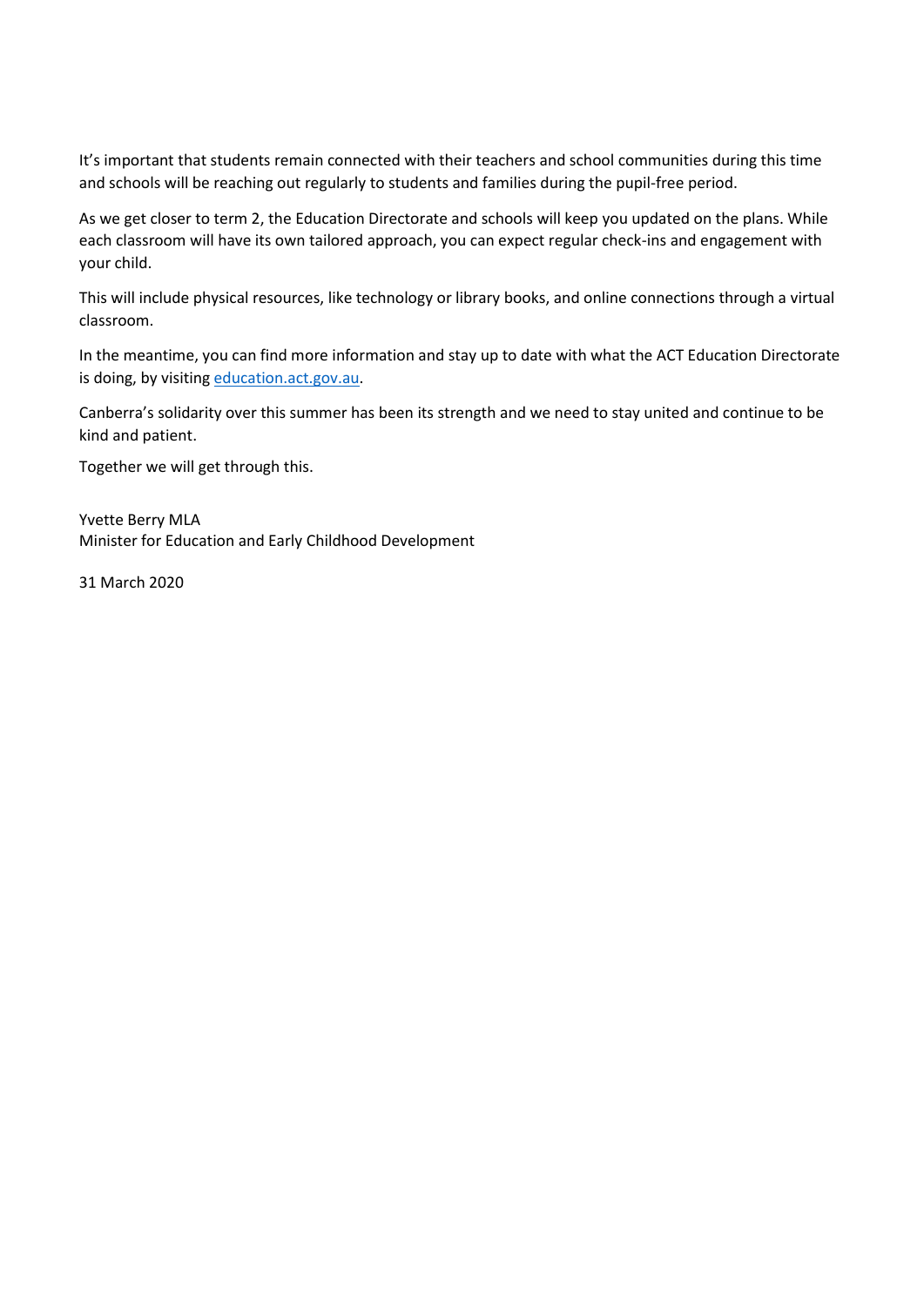It's important that students remain connected with their teachers and school communities during this time and schools will be reaching out regularly to students and families during the pupil-free period.

As we get closer to term 2, the Education Directorate and schools will keep you updated on the plans. While each classroom will have its own tailored approach, you can expect regular check-ins and engagement with your child.

This will include physical resources, like technology or library books, and online connections through a virtual classroom.

In the meantime, you can find more information and stay up to date with what the ACT Education Directorate is doing, by visiting [education.act.gov.au](education.act.gov.au).

Canberra's solidarity over this summer has been its strength and we need to stay united and continue to be kind and patient.

Together we will get through this.

Yvette Berry MLA
Minister for Education and Early Childhood Development

31 March 2020